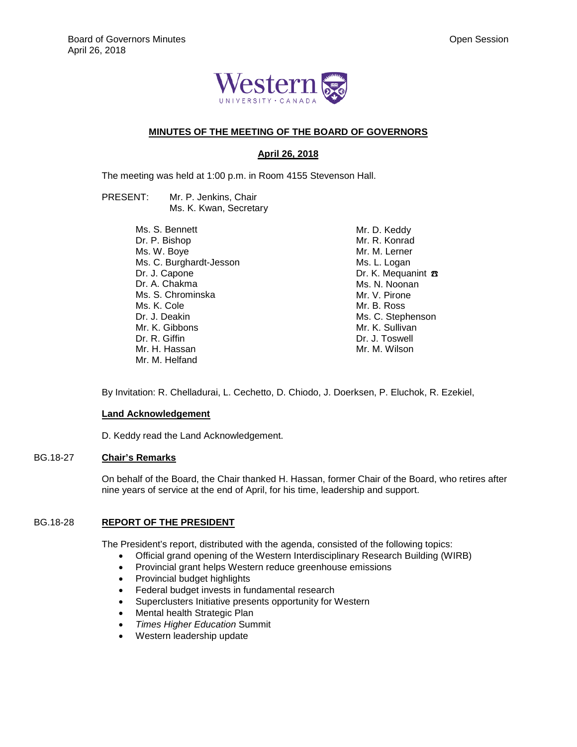## MINUTES OF THE MEETING OF THE BOARD OF GOVERNORS

**April 26, 2018**

The meeting was held at 1:00 p.m. in Room 4155 Stevenson Hall.

PRESENT: Mr. P. Jenkins, Chair
Ms. K. Kwan, Secretary

Ms. S. Bennett
Dr. P. Bishop
Ms. W. Boye
Ms. C. Burghardt-Jesson
Dr. J. Capone
Dr. A. Chakma
Ms. S. Chrominska
Ms. K. Cole
Dr. J. Deakin
Mr. K. Gibbons
Dr. R. Giffin
Mr. H. Hassan
Mr. M. Helfand
Mr. D. Keddy
Mr. R. Konrad
Mr. M. Lerner
Ms. L. Logan
Dr. K. Mequanint ☎
Ms. N. Noonan
Mr. V. Pirone
Mr. B. Ross
Ms. C. Stephenson
Mr. K. Sullivan
Dr. J. Toswell
Mr. M. Wilson

By Invitation: R. Chelladurai, L. Cechetto, D. Chiodo, J. Doerksen, P. Eluchok, R. Ezekiel,

**Land Acknowledgement**

D. Keddy read the Land Acknowledgement.

BG.18-27 **Chair's Remarks**

On behalf of the Board, the Chair thanked H. Hassan, former Chair of the Board, who retires after nine years of service at the end of April, for his time, leadership and support.

BG.18-28 **REPORT OF THE PRESIDENT**

The President's report, distributed with the agenda, consisted of the following topics:

- Official grand opening of the Western Interdisciplinary Research Building (WIRB)
- Provincial grant helps Western reduce greenhouse emissions
- Provincial budget highlights
- Federal budget invests in fundamental research
- Superclusters Initiative presents opportunity for Western
- Mental health Strategic Plan
- *Times Higher Education* Summit
- Western leadership update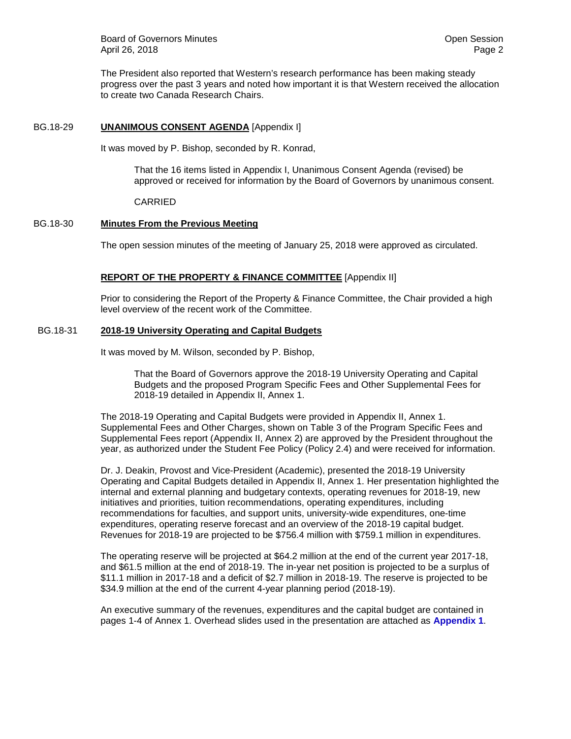The President also reported that Western's research performance has been making steady progress over the past 3 years and noted how important it is that Western received the allocation to create two Canada Research Chairs.

BG.18-29 **UNANIMOUS CONSENT AGENDA** [Appendix I]

It was moved by P. Bishop, seconded by R. Konrad,

> That the 16 items listed in Appendix I, Unanimous Consent Agenda (revised) be approved or received for information by the Board of Governors by unanimous consent.
>
> CARRIED

BG.18-30 **Minutes From the Previous Meeting**

The open session minutes of the meeting of January 25, 2018 were approved as circulated.

**REPORT OF THE PROPERTY & FINANCE COMMITTEE** [Appendix II]

Prior to considering the Report of the Property & Finance Committee, the Chair provided a high level overview of the recent work of the Committee.

BG.18-31 **2018-19 University Operating and Capital Budgets**

It was moved by M. Wilson, seconded by P. Bishop,

> That the Board of Governors approve the 2018-19 University Operating and Capital Budgets and the proposed Program Specific Fees and Other Supplemental Fees for 2018-19 detailed in Appendix II, Annex 1.

The 2018-19 Operating and Capital Budgets were provided in Appendix II, Annex 1. Supplemental Fees and Other Charges, shown on Table 3 of the Program Specific Fees and Supplemental Fees report (Appendix II, Annex 2) are approved by the President throughout the year, as authorized under the Student Fee Policy (Policy 2.4) and were received for information.

Dr. J. Deakin, Provost and Vice-President (Academic), presented the 2018-19 University Operating and Capital Budgets detailed in Appendix II, Annex 1. Her presentation highlighted the internal and external planning and budgetary contexts, operating revenues for 2018-19, new initiatives and priorities, tuition recommendations, operating expenditures, including recommendations for faculties, and support units, university-wide expenditures, one-time expenditures, operating reserve forecast and an overview of the 2018-19 capital budget. Revenues for 2018-19 are projected to be $756.4 million with $759.1 million in expenditures.

The operating reserve will be projected at $64.2 million at the end of the current year 2017-18, and $61.5 million at the end of 2018-19. The in-year net position is projected to be a surplus of $11.1 million in 2017-18 and a deficit of $2.7 million in 2018-19. The reserve is projected to be $34.9 million at the end of the current 4-year planning period (2018-19).

An executive summary of the revenues, expenditures and the capital budget are contained in pages 1-4 of Annex 1. Overhead slides used in the presentation are attached as **Appendix 1**.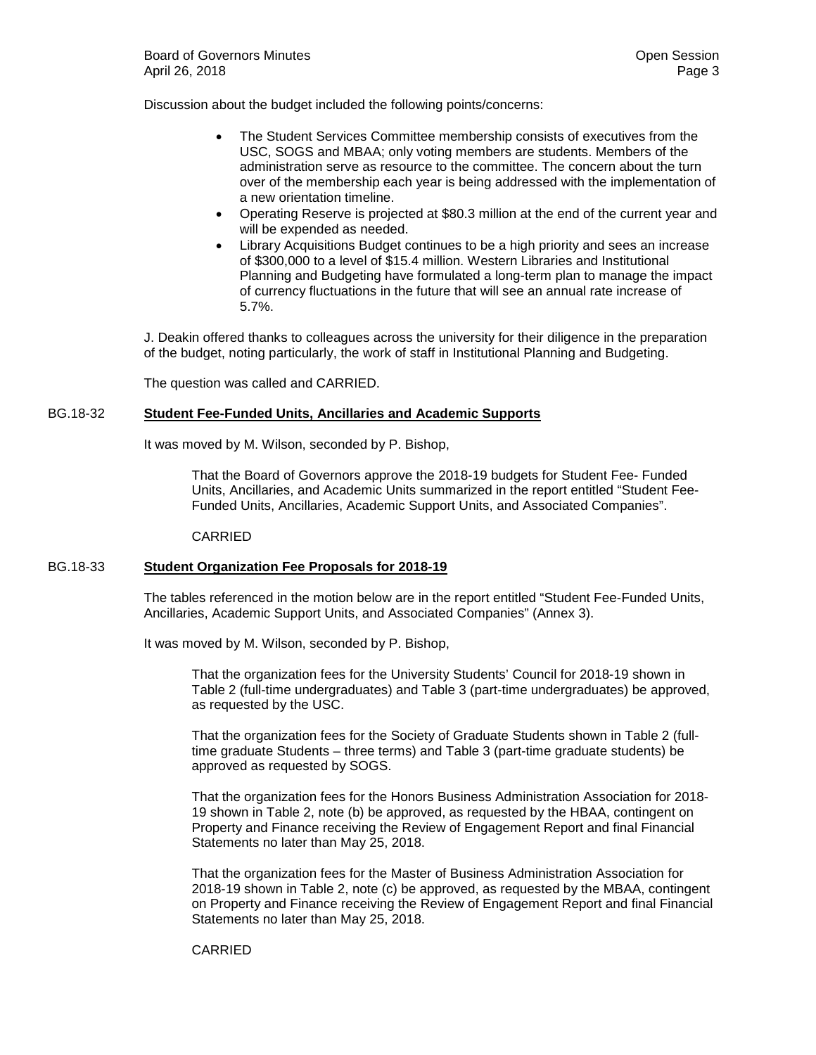Discussion about the budget included the following points/concerns:

- The Student Services Committee membership consists of executives from the USC, SOGS and MBAA; only voting members are students. Members of the administration serve as resource to the committee. The concern about the turn over of the membership each year is being addressed with the implementation of a new orientation timeline.
- Operating Reserve is projected at $80.3 million at the end of the current year and will be expended as needed.
- Library Acquisitions Budget continues to be a high priority and sees an increase of $300,000 to a level of $15.4 million. Western Libraries and Institutional Planning and Budgeting have formulated a long-term plan to manage the impact of currency fluctuations in the future that will see an annual rate increase of 5.7%.

J. Deakin offered thanks to colleagues across the university for their diligence in the preparation of the budget, noting particularly, the work of staff in Institutional Planning and Budgeting.

The question was called and CARRIED.

## BG.18-32 **Student Fee-Funded Units, Ancillaries and Academic Supports**

It was moved by M. Wilson, seconded by P. Bishop,

> That the Board of Governors approve the 2018-19 budgets for Student Fee- Funded Units, Ancillaries, and Academic Units summarized in the report entitled "Student Fee-Funded Units, Ancillaries, Academic Support Units, and Associated Companies".
>
> CARRIED

## BG.18-33 **Student Organization Fee Proposals for 2018-19**

The tables referenced in the motion below are in the report entitled "Student Fee-Funded Units, Ancillaries, Academic Support Units, and Associated Companies" (Annex 3).

It was moved by M. Wilson, seconded by P. Bishop,

> That the organization fees for the University Students' Council for 2018-19 shown in Table 2 (full-time undergraduates) and Table 3 (part-time undergraduates) be approved, as requested by the USC.
>
> That the organization fees for the Society of Graduate Students shown in Table 2 (full-time graduate Students – three terms) and Table 3 (part-time graduate students) be approved as requested by SOGS.
>
> That the organization fees for the Honors Business Administration Association for 2018-19 shown in Table 2, note (b) be approved, as requested by the HBAA, contingent on Property and Finance receiving the Review of Engagement Report and final Financial Statements no later than May 25, 2018.
>
> That the organization fees for the Master of Business Administration Association for 2018-19 shown in Table 2, note (c) be approved, as requested by the MBAA, contingent on Property and Finance receiving the Review of Engagement Report and final Financial Statements no later than May 25, 2018.
>
> CARRIED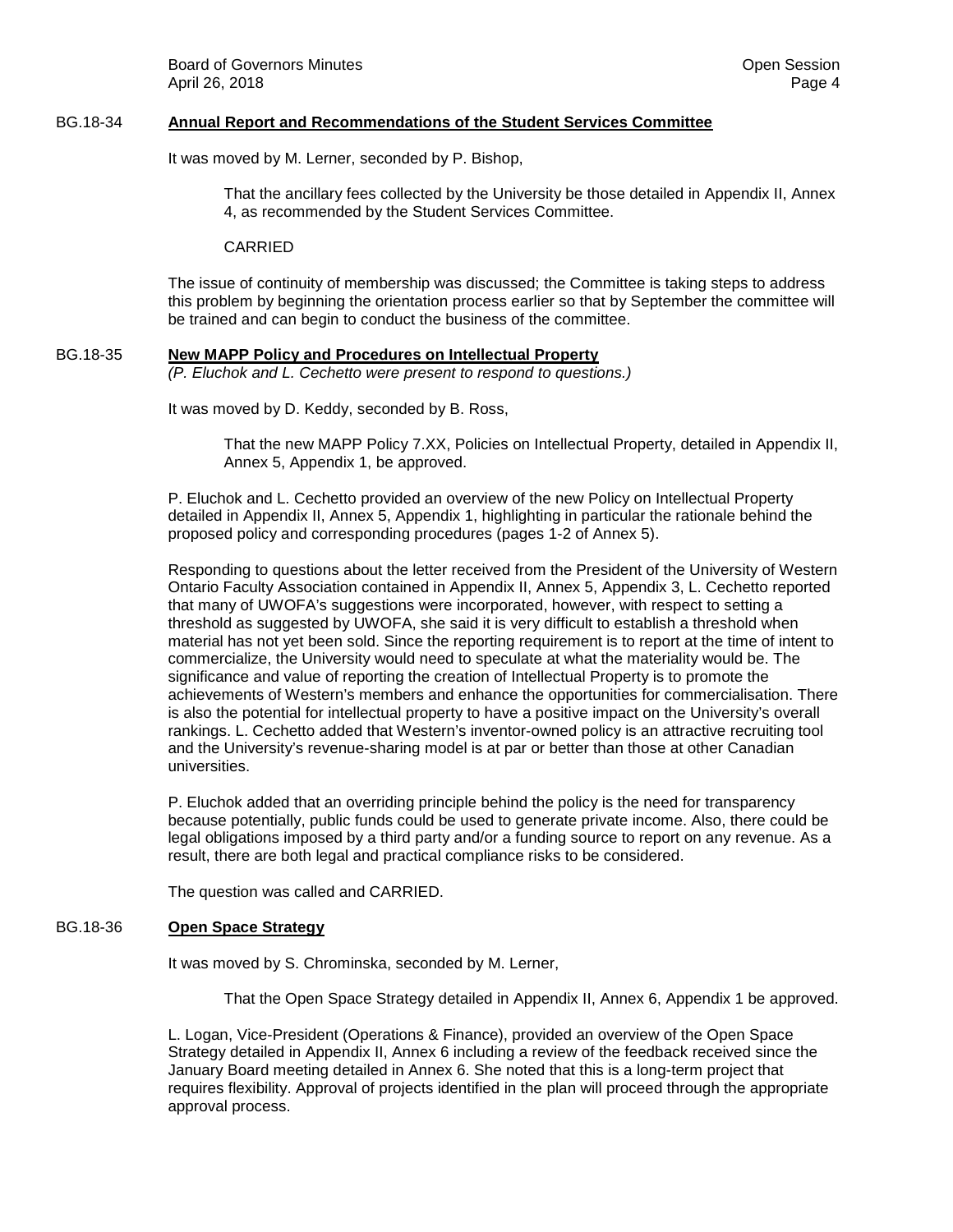## BG.18-34 **Annual Report and Recommendations of the Student Services Committee**

It was moved by M. Lerner, seconded by P. Bishop,

> That the ancillary fees collected by the University be those detailed in Appendix II, Annex 4, as recommended by the Student Services Committee.
>
> CARRIED

The issue of continuity of membership was discussed; the Committee is taking steps to address this problem by beginning the orientation process earlier so that by September the committee will be trained and can begin to conduct the business of the committee.

## BG.18-35 **New MAPP Policy and Procedures on Intellectual Property**

*(P. Eluchok and L. Cechetto were present to respond to questions.)*

It was moved by D. Keddy, seconded by B. Ross,

> That the new MAPP Policy 7.XX, Policies on Intellectual Property, detailed in Appendix II, Annex 5, Appendix 1, be approved.

P. Eluchok and L. Cechetto provided an overview of the new Policy on Intellectual Property detailed in Appendix II, Annex 5, Appendix 1, highlighting in particular the rationale behind the proposed policy and corresponding procedures (pages 1-2 of Annex 5).

Responding to questions about the letter received from the President of the University of Western Ontario Faculty Association contained in Appendix II, Annex 5, Appendix 3, L. Cechetto reported that many of UWOFA's suggestions were incorporated, however, with respect to setting a threshold as suggested by UWOFA, she said it is very difficult to establish a threshold when material has not yet been sold. Since the reporting requirement is to report at the time of intent to commercialize, the University would need to speculate at what the materiality would be. The significance and value of reporting the creation of Intellectual Property is to promote the achievements of Western's members and enhance the opportunities for commercialisation. There is also the potential for intellectual property to have a positive impact on the University's overall rankings. L. Cechetto added that Western's inventor-owned policy is an attractive recruiting tool and the University's revenue-sharing model is at par or better than those at other Canadian universities.

P. Eluchok added that an overriding principle behind the policy is the need for transparency because potentially, public funds could be used to generate private income. Also, there could be legal obligations imposed by a third party and/or a funding source to report on any revenue. As a result, there are both legal and practical compliance risks to be considered.

The question was called and CARRIED.

## BG.18-36 **Open Space Strategy**

It was moved by S. Chrominska, seconded by M. Lerner,

> That the Open Space Strategy detailed in Appendix II, Annex 6, Appendix 1 be approved.

L. Logan, Vice-President (Operations & Finance), provided an overview of the Open Space Strategy detailed in Appendix II, Annex 6 including a review of the feedback received since the January Board meeting detailed in Annex 6. She noted that this is a long-term project that requires flexibility. Approval of projects identified in the plan will proceed through the appropriate approval process.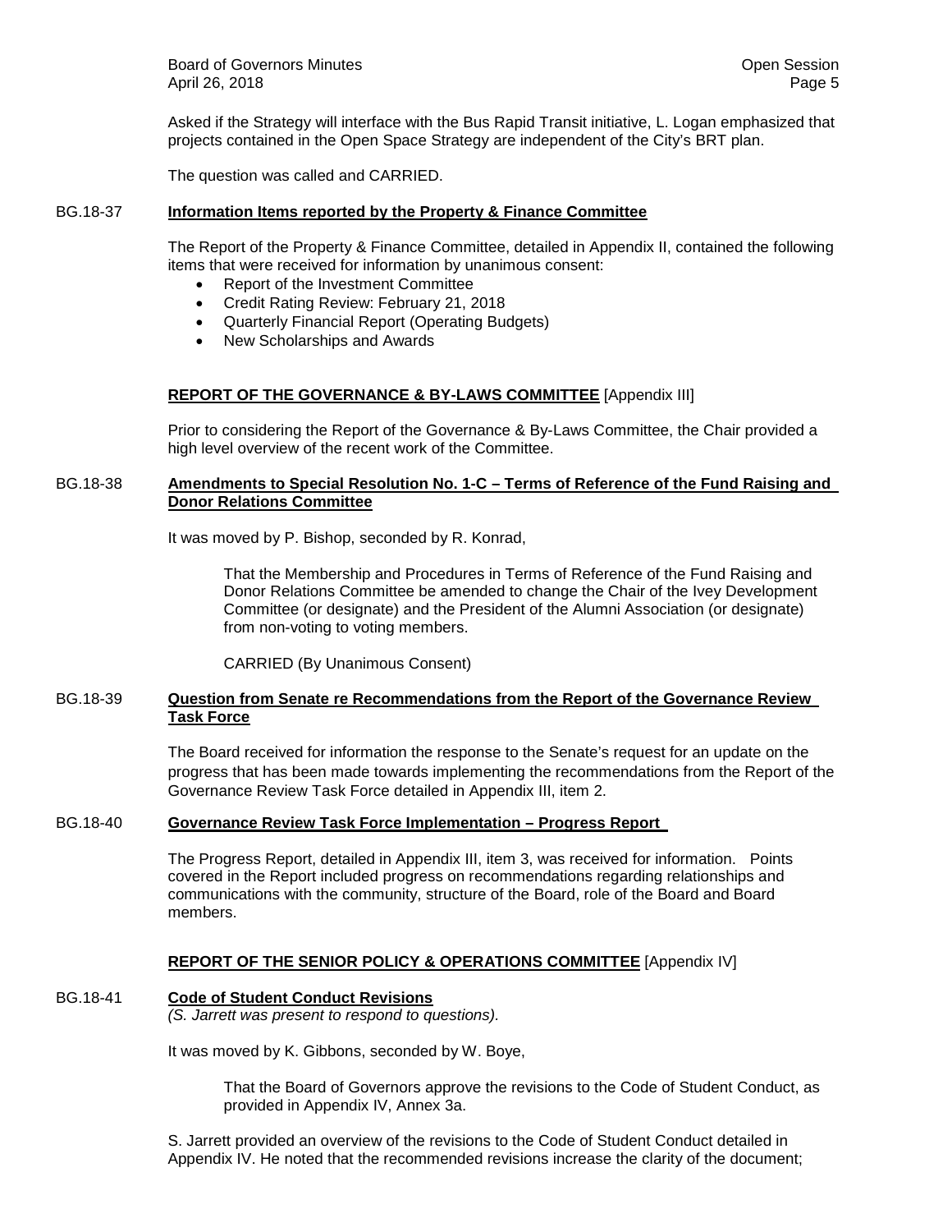Asked if the Strategy will interface with the Bus Rapid Transit initiative, L. Logan emphasized that projects contained in the Open Space Strategy are independent of the City's BRT plan.

The question was called and CARRIED.

BG.18-37 **Information Items reported by the Property & Finance Committee**

The Report of the Property & Finance Committee, detailed in Appendix II, contained the following items that were received for information by unanimous consent:

- Report of the Investment Committee
- Credit Rating Review: February 21, 2018
- Quarterly Financial Report (Operating Budgets)
- New Scholarships and Awards

## REPORT OF THE GOVERNANCE & BY-LAWS COMMITTEE [Appendix III]

Prior to considering the Report of the Governance & By-Laws Committee, the Chair provided a high level overview of the recent work of the Committee.

BG.18-38 **Amendments to Special Resolution No. 1-C – Terms of Reference of the Fund Raising and Donor Relations Committee**

It was moved by P. Bishop, seconded by R. Konrad,

> That the Membership and Procedures in Terms of Reference of the Fund Raising and Donor Relations Committee be amended to change the Chair of the Ivey Development Committee (or designate) and the President of the Alumni Association (or designate) from non-voting to voting members.
>
> CARRIED (By Unanimous Consent)

BG.18-39 **Question from Senate re Recommendations from the Report of the Governance Review Task Force**

The Board received for information the response to the Senate's request for an update on the progress that has been made towards implementing the recommendations from the Report of the Governance Review Task Force detailed in Appendix III, item 2.

BG.18-40 **Governance Review Task Force Implementation – Progress Report**

The Progress Report, detailed in Appendix III, item 3, was received for information. Points covered in the Report included progress on recommendations regarding relationships and communications with the community, structure of the Board, role of the Board and Board members.

## REPORT OF THE SENIOR POLICY & OPERATIONS COMMITTEE [Appendix IV]

BG.18-41 **Code of Student Conduct Revisions**
*(S. Jarrett was present to respond to questions).*

It was moved by K. Gibbons, seconded by W. Boye,

> That the Board of Governors approve the revisions to the Code of Student Conduct, as provided in Appendix IV, Annex 3a.

S. Jarrett provided an overview of the revisions to the Code of Student Conduct detailed in Appendix IV. He noted that the recommended revisions increase the clarity of the document;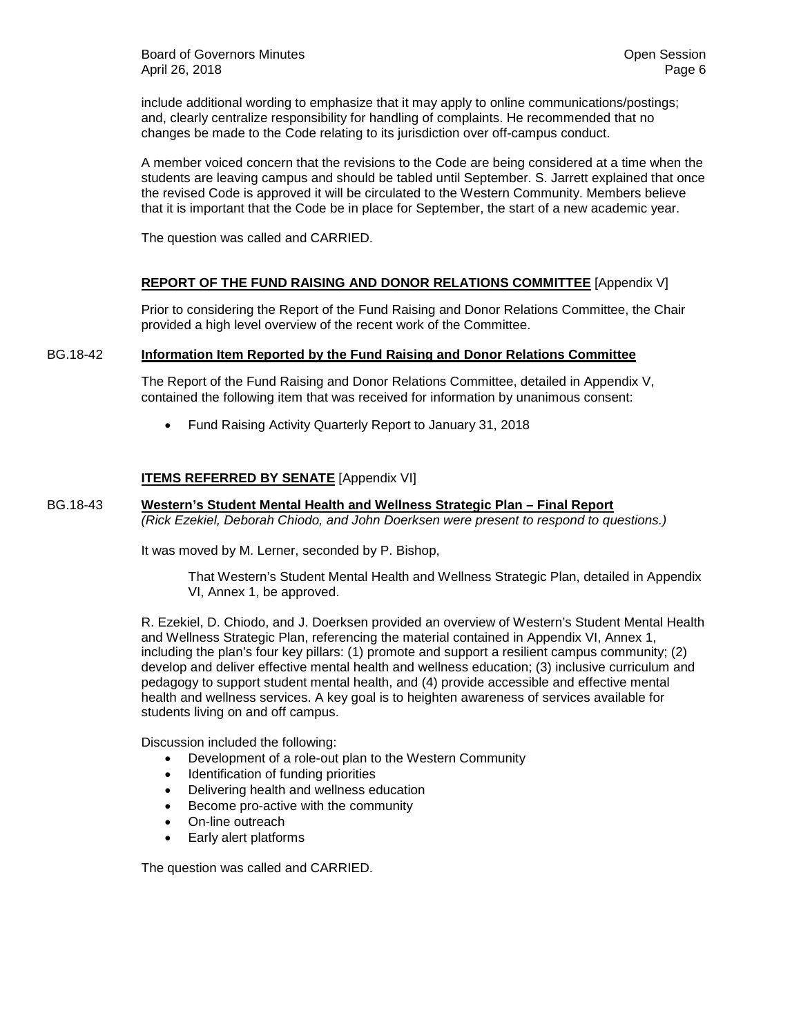include additional wording to emphasize that it may apply to online communications/postings; and, clearly centralize responsibility for handling of complaints. He recommended that no changes be made to the Code relating to its jurisdiction over off-campus conduct.

A member voiced concern that the revisions to the Code are being considered at a time when the students are leaving campus and should be tabled until September. S. Jarrett explained that once the revised Code is approved it will be circulated to the Western Community. Members believe that it is important that the Code be in place for September, the start of a new academic year.

The question was called and CARRIED.

**REPORT OF THE FUND RAISING AND DONOR RELATIONS COMMITTEE** [Appendix V]

Prior to considering the Report of the Fund Raising and Donor Relations Committee, the Chair provided a high level overview of the recent work of the Committee.

BG.18-42 **Information Item Reported by the Fund Raising and Donor Relations Committee**

The Report of the Fund Raising and Donor Relations Committee, detailed in Appendix V, contained the following item that was received for information by unanimous consent:

- Fund Raising Activity Quarterly Report to January 31, 2018

**ITEMS REFERRED BY SENATE** [Appendix VI]

BG.18-43 **Western's Student Mental Health and Wellness Strategic Plan – Final Report**
*(Rick Ezekiel, Deborah Chiodo, and John Doerksen were present to respond to questions.)*

It was moved by M. Lerner, seconded by P. Bishop,

> That Western's Student Mental Health and Wellness Strategic Plan, detailed in Appendix VI, Annex 1, be approved.

R. Ezekiel, D. Chiodo, and J. Doerksen provided an overview of Western's Student Mental Health and Wellness Strategic Plan, referencing the material contained in Appendix VI, Annex 1, including the plan's four key pillars: (1) promote and support a resilient campus community; (2) develop and deliver effective mental health and wellness education; (3) inclusive curriculum and pedagogy to support student mental health, and (4) provide accessible and effective mental health and wellness services. A key goal is to heighten awareness of services available for students living on and off campus.

Discussion included the following:

- Development of a role-out plan to the Western Community
- Identification of funding priorities
- Delivering health and wellness education
- Become pro-active with the community
- On-line outreach
- Early alert platforms

The question was called and CARRIED.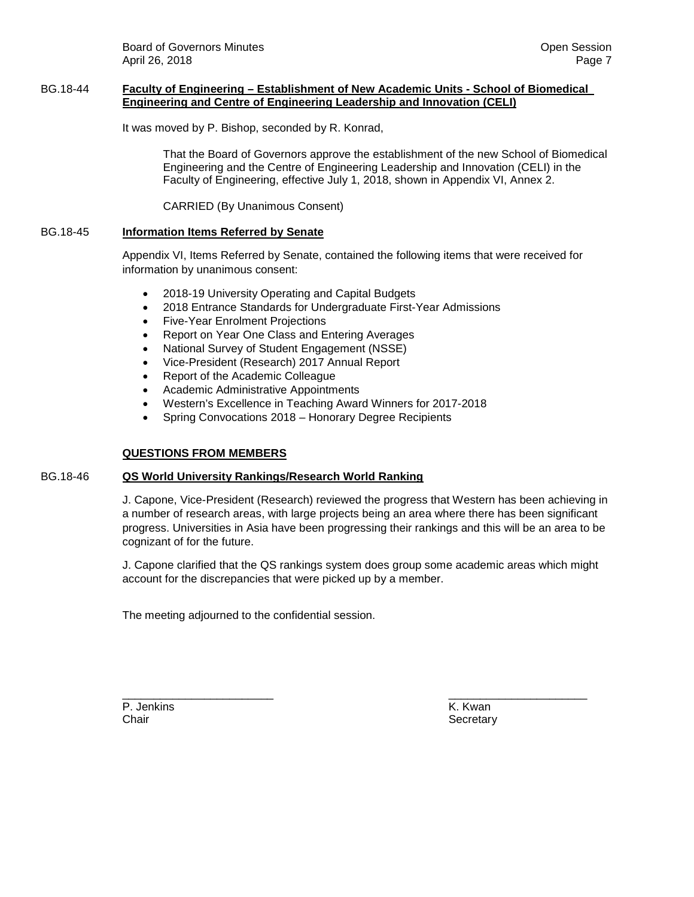BG.18-44 **Faculty of Engineering – Establishment of New Academic Units - School of Biomedical Engineering and Centre of Engineering Leadership and Innovation (CELI)**

It was moved by P. Bishop, seconded by R. Konrad,

> That the Board of Governors approve the establishment of the new School of Biomedical Engineering and the Centre of Engineering Leadership and Innovation (CELI) in the Faculty of Engineering, effective July 1, 2018, shown in Appendix VI, Annex 2.
>
> CARRIED (By Unanimous Consent)

BG.18-45 **Information Items Referred by Senate**

Appendix VI, Items Referred by Senate, contained the following items that were received for information by unanimous consent:

- 2018-19 University Operating and Capital Budgets
- 2018 Entrance Standards for Undergraduate First-Year Admissions
- Five-Year Enrolment Projections
- Report on Year One Class and Entering Averages
- National Survey of Student Engagement (NSSE)
- Vice-President (Research) 2017 Annual Report
- Report of the Academic Colleague
- Academic Administrative Appointments
- Western's Excellence in Teaching Award Winners for 2017-2018
- Spring Convocations 2018 – Honorary Degree Recipients

**QUESTIONS FROM MEMBERS**

BG.18-46 **QS World University Rankings/Research World Ranking**

J. Capone, Vice-President (Research) reviewed the progress that Western has been achieving in a number of research areas, with large projects being an area where there has been significant progress. Universities in Asia have been progressing their rankings and this will be an area to be cognizant of for the future.

J. Capone clarified that the QS rankings system does group some academic areas which might account for the discrepancies that were picked up by a member.

The meeting adjourned to the confidential session.

| ________________________ | ______________________ |
|---|---|
| P. Jenkins | K. Kwan |
| Chair | Secretary |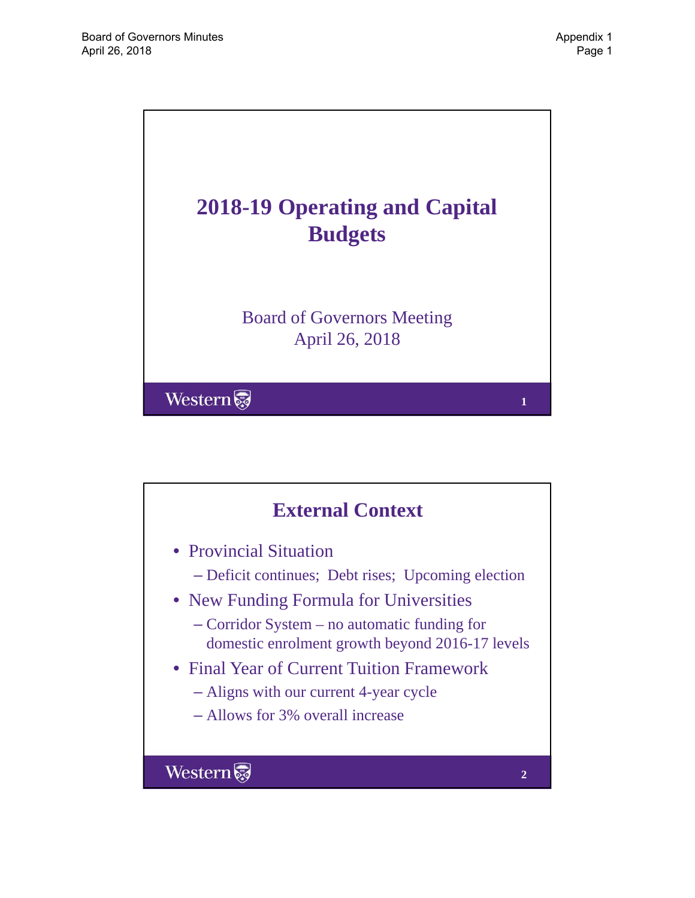# 2018-19 Operating and Capital Budgets

Board of Governors Meeting
April 26, 2018

Western

## External Context

- Provincial Situation
  - Deficit continues; Debt rises; Upcoming election
- New Funding Formula for Universities
  - Corridor System – no automatic funding for domestic enrolment growth beyond 2016-17 levels
- Final Year of Current Tuition Framework
  - Aligns with our current 4-year cycle
  - Allows for 3% overall increase

Western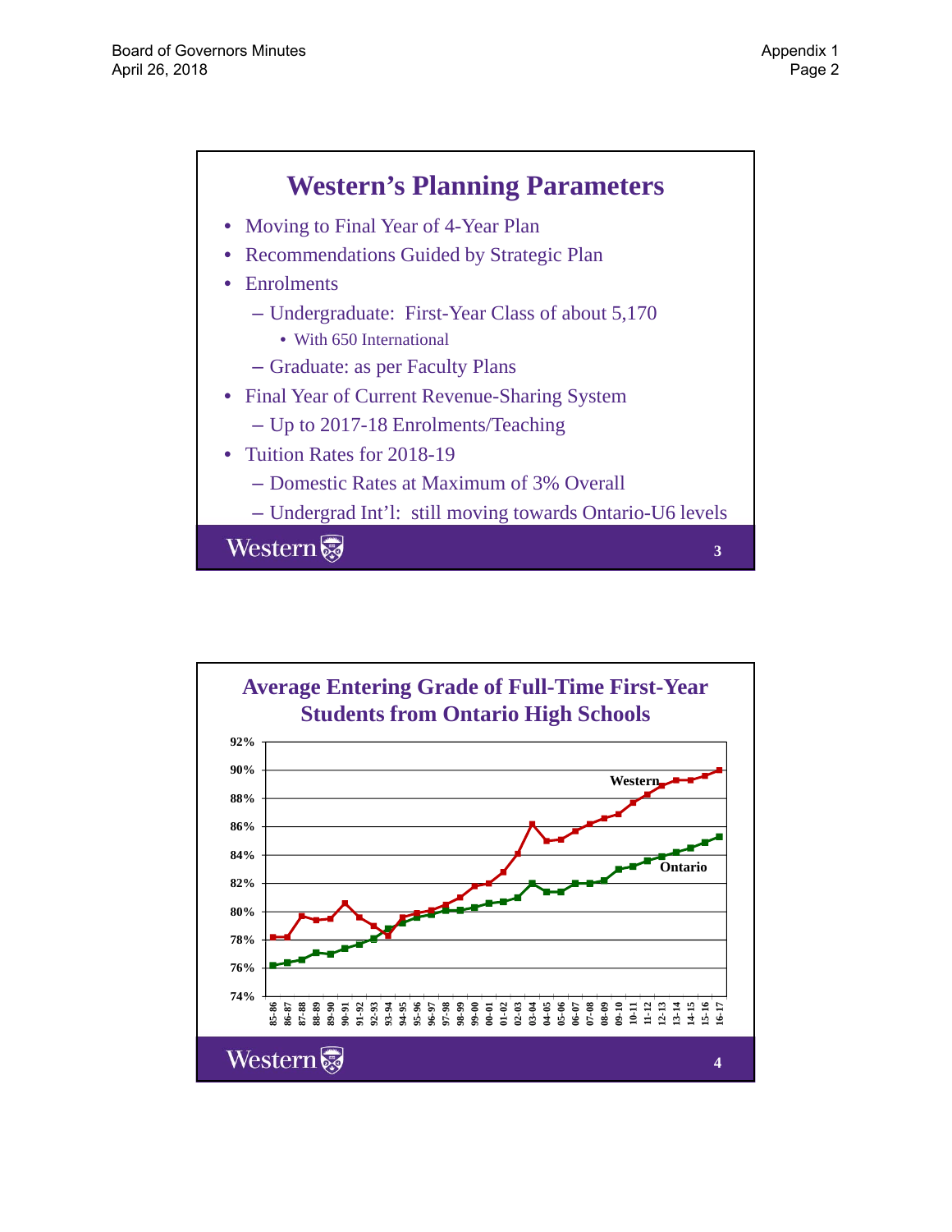## Western's Planning Parameters

- Moving to Final Year of 4-Year Plan
- Recommendations Guided by Strategic Plan
- Enrolments
  - Undergraduate: First-Year Class of about 5,170
    - With 650 International
  - Graduate: as per Faculty Plans
- Final Year of Current Revenue-Sharing System
  - Up to 2017-18 Enrolments/Teaching
- Tuition Rates for 2018-19
  - Domestic Rates at Maximum of 3% Overall
  - Undergrad Int'l: still moving towards Ontario-U6 levels

## Average Entering Grade of Full-Time First-Year Students from Ontario High Schools

Western

Ontario

92%
90%
88%
86%
84%
82%
80%
78%
76%
74%

85-86 86-87 87-88 88-89 89-90 90-91 91-92 92-93 93-94 94-95 95-96 96-97 97-98 98-99 99-00 00-01 01-02 02-03 03-04 04-05 05-06 06-07 07-08 08-09 09-10 10-11 11-12 12-13 13-14 14-15 15-16 16-17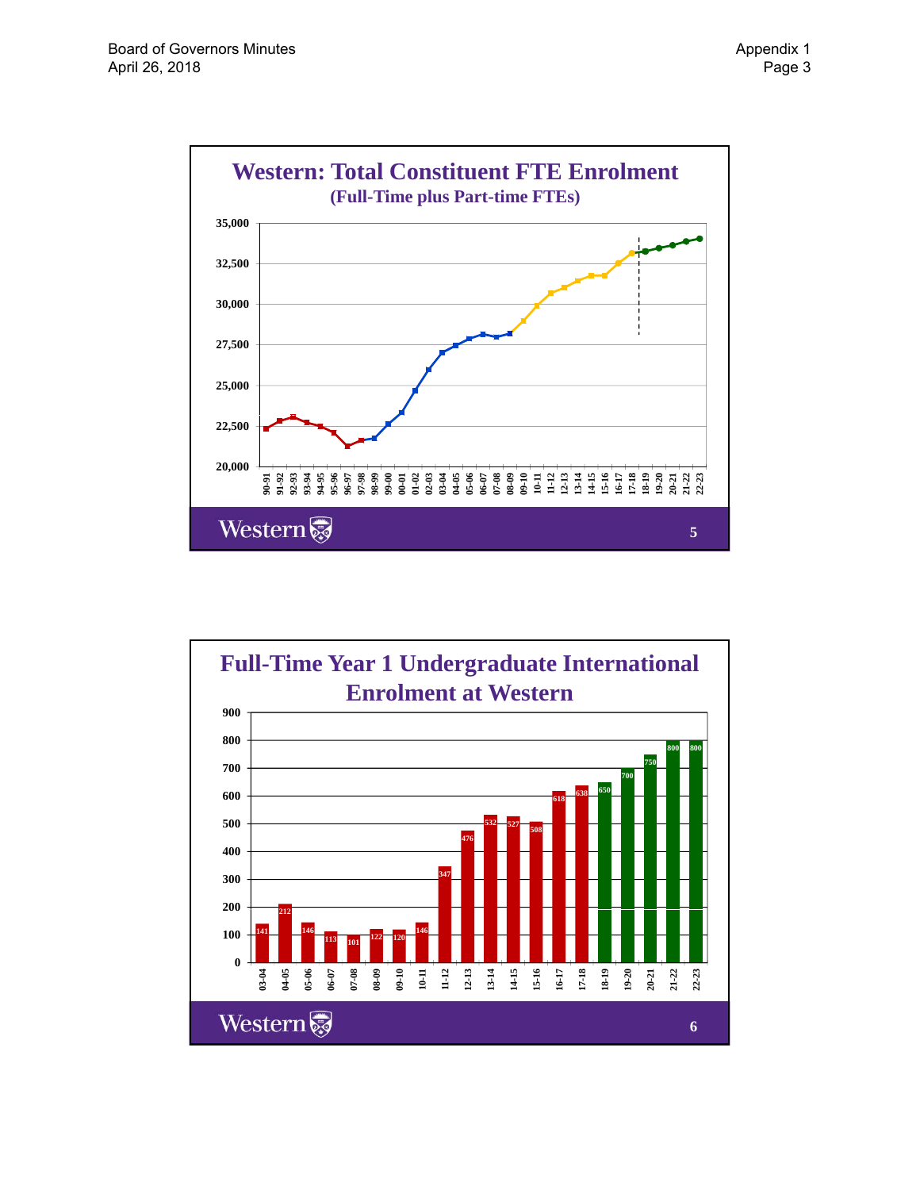## Western: Total Constituent FTE Enrolment

**(Full-Time plus Part-time FTEs)**

35,000
32,500
30,000
27,500
25,000
22,500
20,000

90-91, 91-92, 92-93, 93-94, 94-95, 95-96, 96-97, 97-98, 98-99, 99-00, 00-01, 01-02, 02-03, 03-04, 04-05, 05-06, 06-07, 07-08, 08-09, 09-10, 10-11, 11-12, 12-13, 13-14, 14-15, 15-16, 16-17, 17-18, 18-19, 19-20, 20-21, 21-22, 22-23

Western

5

## Full-Time Year 1 Undergraduate International Enrolment at Western

| Year | Enrolment |
|---|---|
| 03-04 | 141 |
| 04-05 | 212 |
| 05-06 | 146 |
| 06-07 | 113 |
| 07-08 | 101 |
| 08-09 | 122 |
| 09-10 | 120 |
| 10-11 | 146 |
| 11-12 | 347 |
| 12-13 | 476 |
| 13-14 | 532 |
| 14-15 | 527 |
| 15-16 | 508 |
| 16-17 | 618 |
| 17-18 | 638 |
| 18-19 | 650 |
| 19-20 | 700 |
| 20-21 | 750 |
| 21-22 | 800 |
| 22-23 | 800 |

Western

6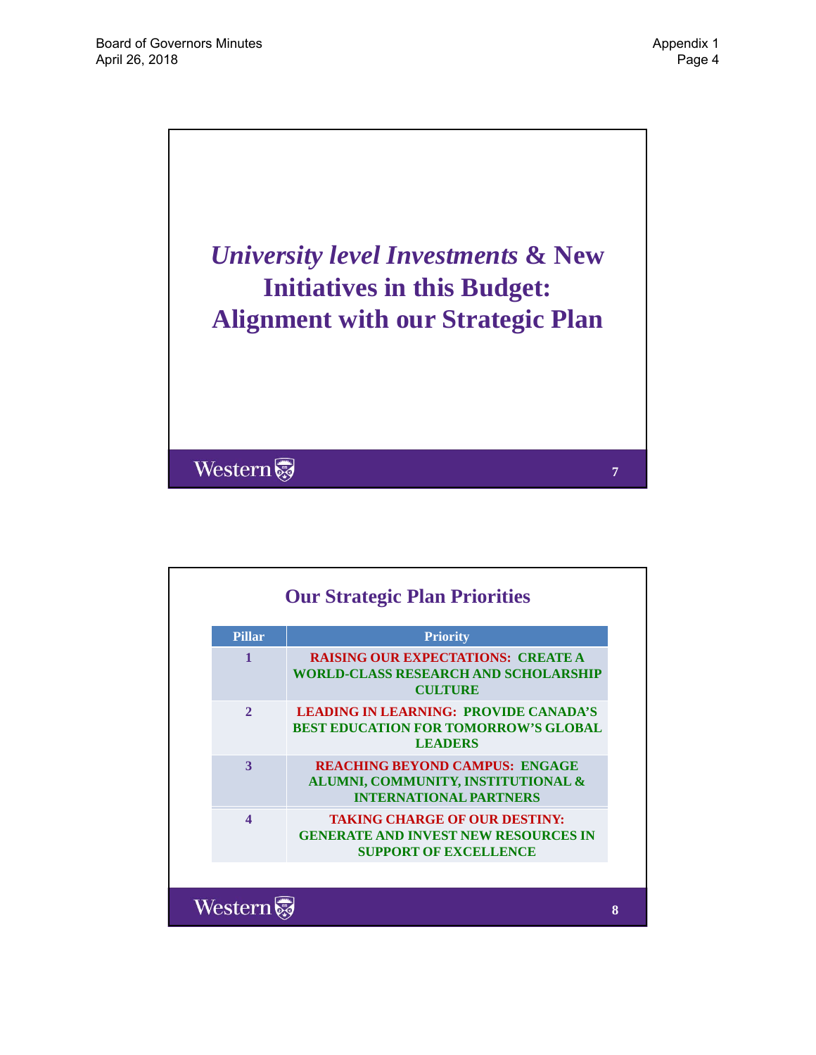## *University level Investments* & New Initiatives in this Budget: Alignment with our Strategic Plan

## Our Strategic Plan Priorities

| Pillar | Priority |
|---|---|
| 1 | RAISING OUR EXPECTATIONS: CREATE A WORLD-CLASS RESEARCH AND SCHOLARSHIP CULTURE |
| 2 | LEADING IN LEARNING: PROVIDE CANADA'S BEST EDUCATION FOR TOMORROW'S GLOBAL LEADERS |
| 3 | REACHING BEYOND CAMPUS: ENGAGE ALUMNI, COMMUNITY, INSTITUTIONAL & INTERNATIONAL PARTNERS |
| 4 | TAKING CHARGE OF OUR DESTINY: GENERATE AND INVEST NEW RESOURCES IN SUPPORT OF EXCELLENCE |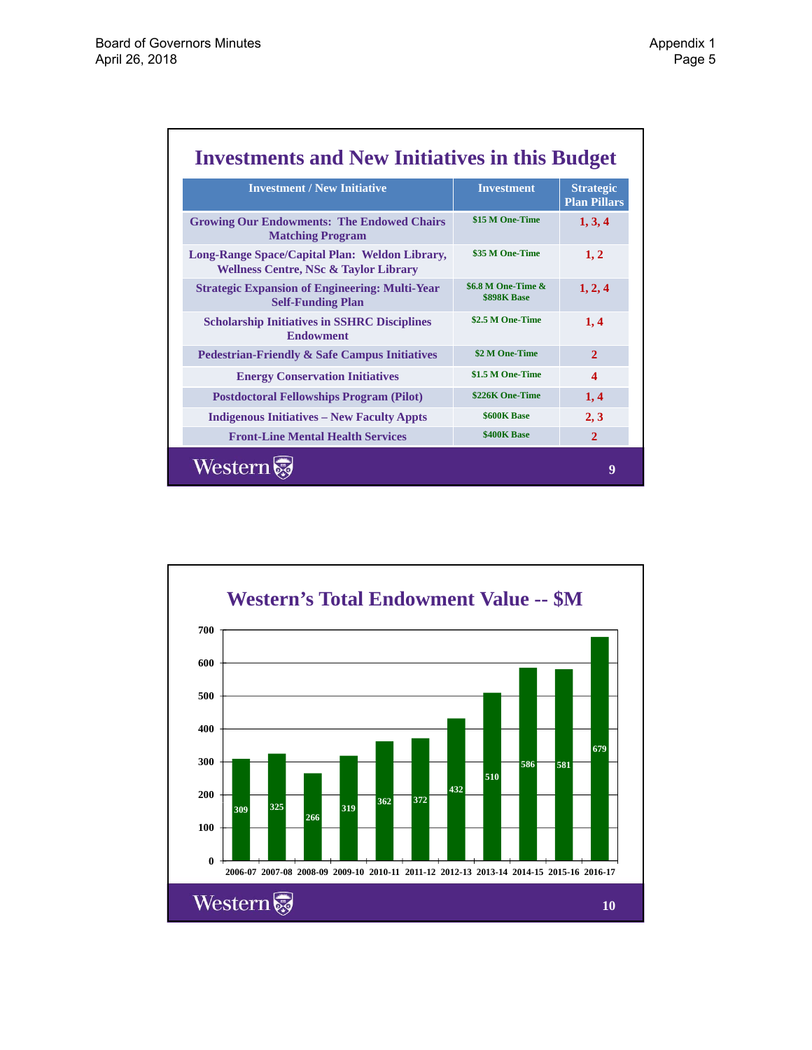## Investments and New Initiatives in this Budget

| Investment / New Initiative | Investment | Strategic Plan Pillars |
|---|---|---|
| Growing Our Endowments: The Endowed Chairs Matching Program | $15 M One-Time | 1, 3, 4 |
| Long-Range Space/Capital Plan: Weldon Library, Wellness Centre, NSc & Taylor Library | $35 M One-Time | 1, 2 |
| Strategic Expansion of Engineering: Multi-Year Self-Funding Plan | $6.8 M One-Time & $898K Base | 1, 2, 4 |
| Scholarship Initiatives in SSHRC Disciplines Endowment | $2.5 M One-Time | 1, 4 |
| Pedestrian-Friendly & Safe Campus Initiatives | $2 M One-Time | 2 |
| Energy Conservation Initiatives | $1.5 M One-Time | 4 |
| Postdoctoral Fellowships Program (Pilot) | $226K One-Time | 1, 4 |
| Indigenous Initiatives – New Faculty Appts | $600K Base | 2, 3 |
| Front-Line Mental Health Services | $400K Base | 2 |

Western

## Western's Total Endowment Value -- $M

| Year | Endowment Value ($M) |
|---|---|
| 2006-07 | 309 |
| 2007-08 | 325 |
| 2008-09 | 266 |
| 2009-10 | 319 |
| 2010-11 | 362 |
| 2011-12 | 372 |
| 2012-13 | 432 |
| 2013-14 | 510 |
| 2014-15 | 586 |
| 2015-16 | 581 |
| 2016-17 | 679 |

Western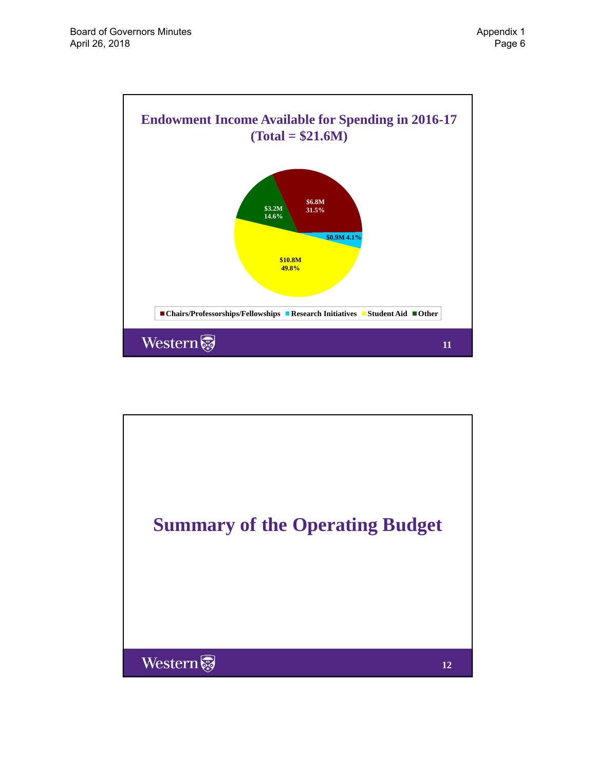## Endowment Income Available for Spending in 2016-17 (Total = $21.6M)

| Category | Amount | Percentage |
|---|---|---|
| Chairs/Professorships/Fellowships | $6.8M | 31.5% |
| Research Initiatives | $0.9M | 4.1% |
| Student Aid | $10.8M | 49.8% |
| Other | $3.2M | 14.6% |

Western

## Summary of the Operating Budget

Western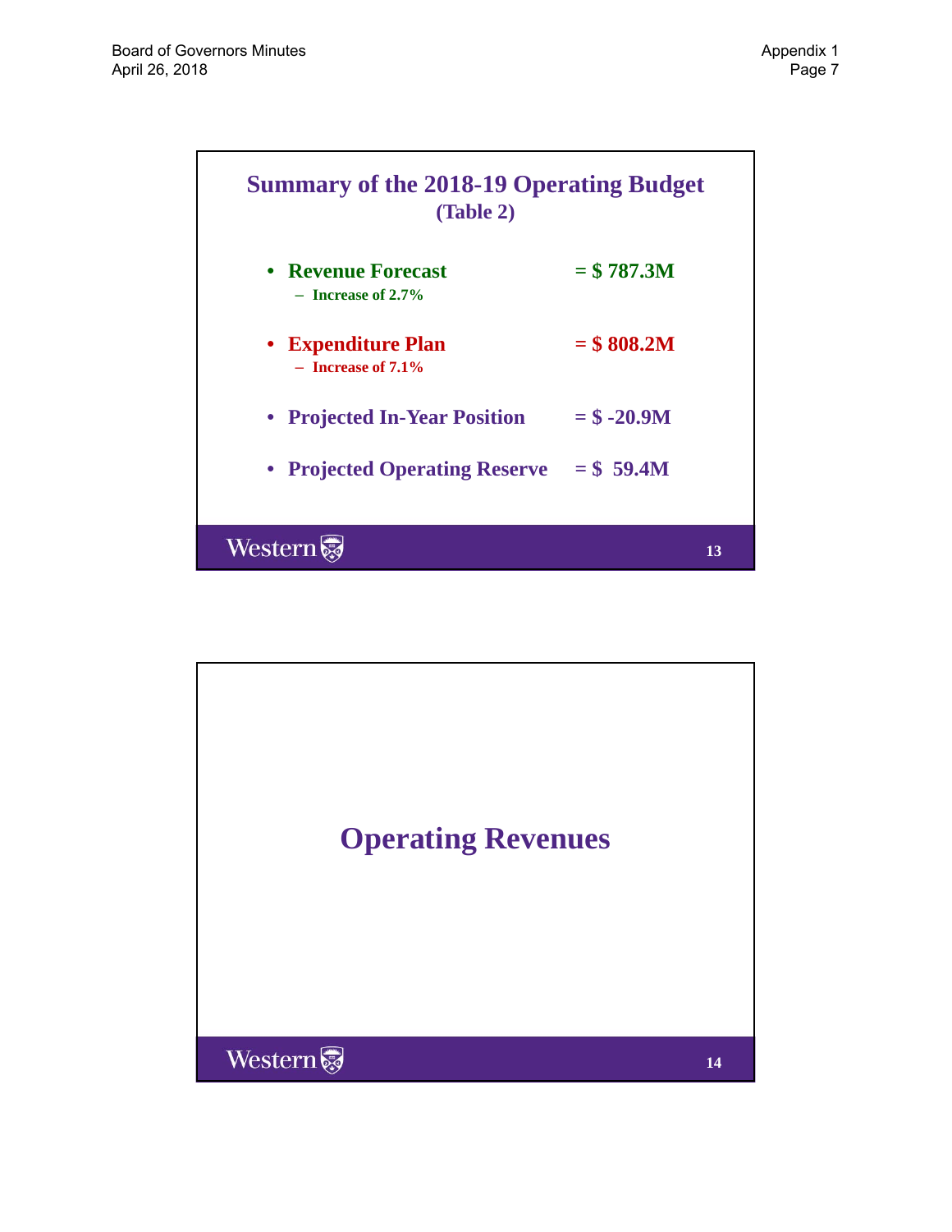## Summary of the 2018-19 Operating Budget (Table 2)

- **Revenue Forecast** = $ 787.3M
  - Increase of 2.7%
- **Expenditure Plan** = $ 808.2M
  - Increase of 7.1%
- **Projected In-Year Position** = $ -20.9M
- **Projected Operating Reserve** = $ 59.4M

Western

## Operating Revenues

Western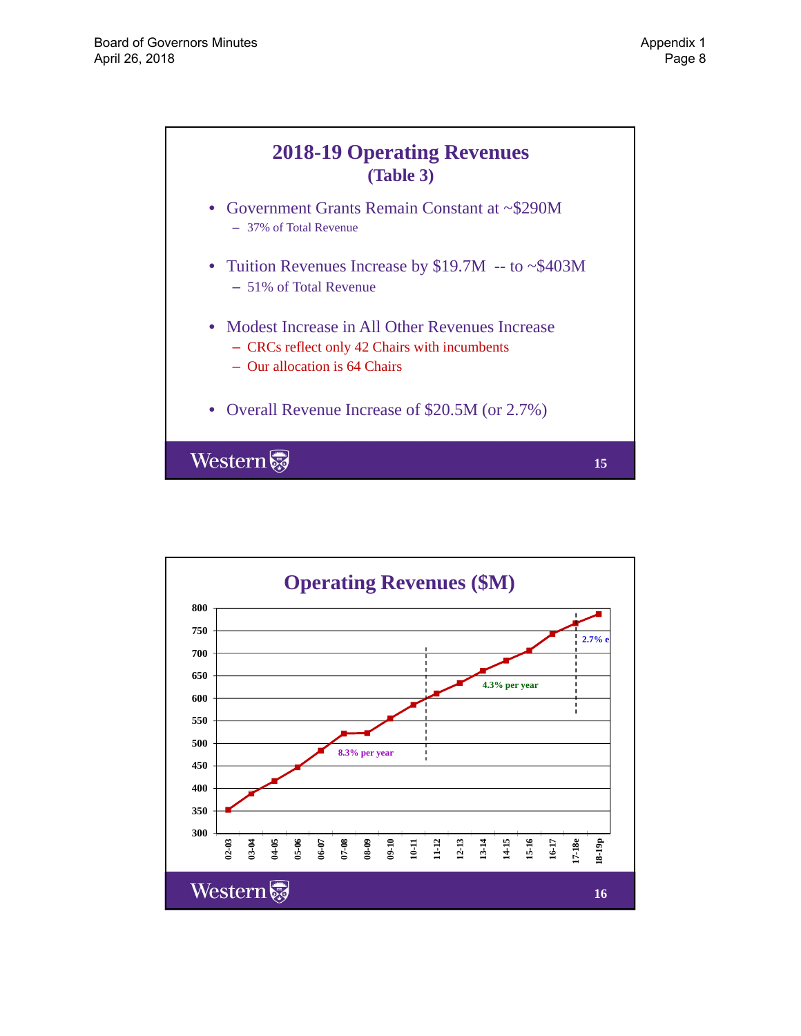## 2018-19 Operating Revenues
### (Table 3)

- Government Grants Remain Constant at ~$290M
  - 37% of Total Revenue
- Tuition Revenues Increase by $19.7M -- to ~$403M
  - 51% of Total Revenue
- Modest Increase in All Other Revenues Increase
  - CRCs reflect only 42 Chairs with incumbents
  - Our allocation is 64 Chairs
- Overall Revenue Increase of $20.5M (or 2.7%)

Western 15

## Operating Revenues ($M)

Y-axis: 300, 350, 400, 450, 500, 550, 600, 650, 700, 750, 800

X-axis: 02-03, 03-04, 04-05, 05-06, 06-07, 07-08, 08-09, 09-10, 10-11, 11-12, 12-13, 13-14, 14-15, 15-16, 16-17, 17-18e, 18-19p

8.3% per year

4.3% per year

2.7% e

Western 16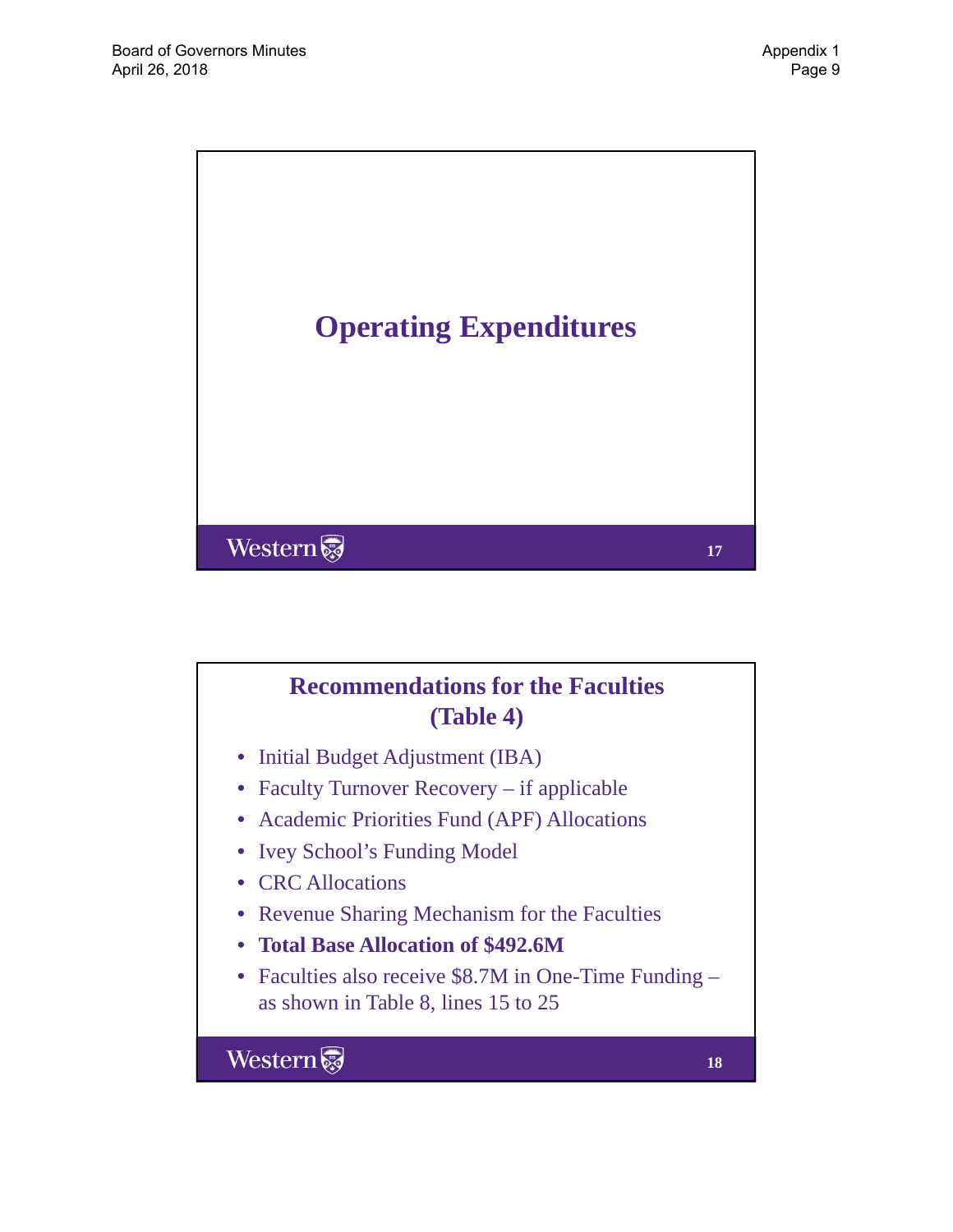# Operating Expenditures

## Recommendations for the Faculties (Table 4)

- Initial Budget Adjustment (IBA)
- Faculty Turnover Recovery – if applicable
- Academic Priorities Fund (APF) Allocations
- Ivey School's Funding Model
- CRC Allocations
- Revenue Sharing Mechanism for the Faculties
- **Total Base Allocation of $492.6M**
- Faculties also receive $8.7M in One-Time Funding – as shown in Table 8, lines 15 to 25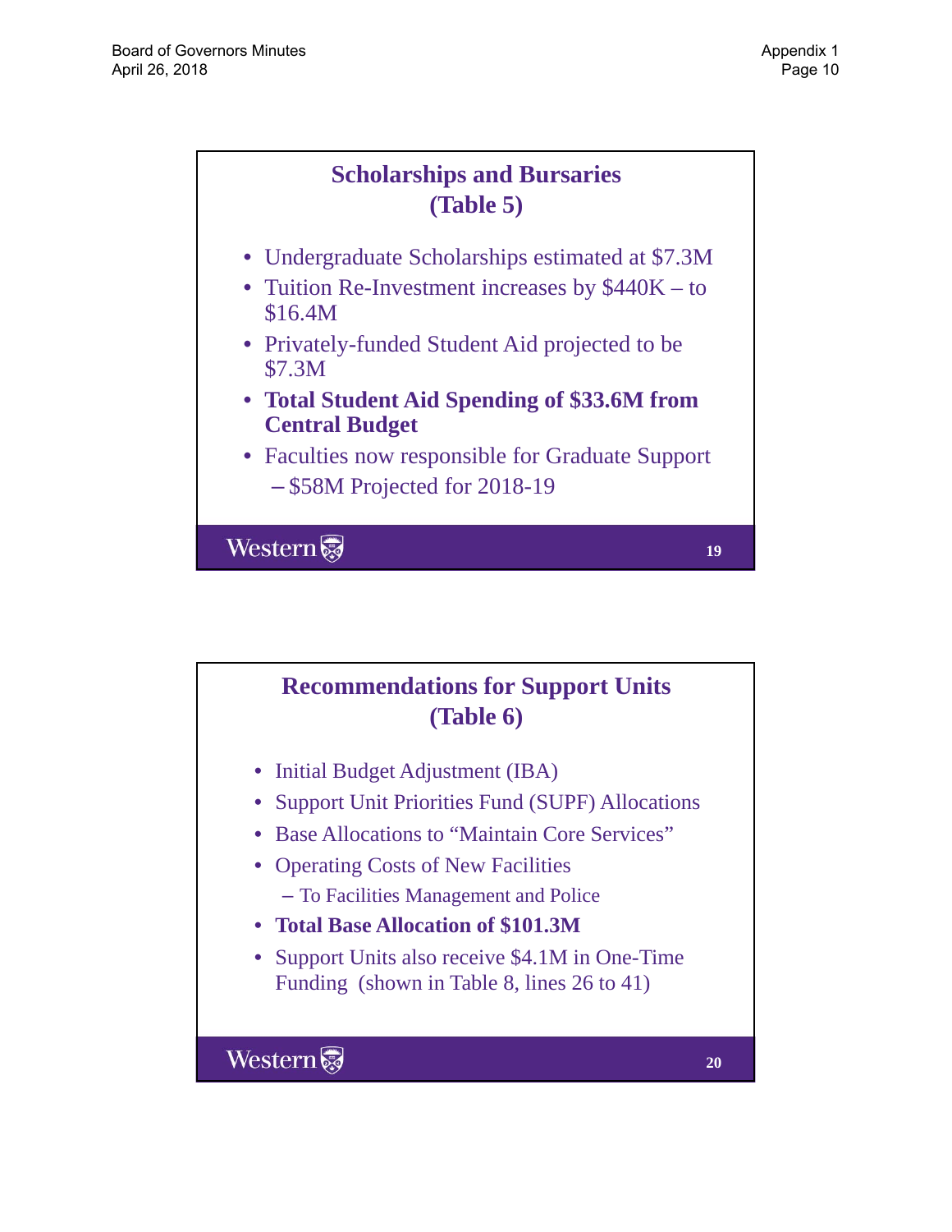## Scholarships and Bursaries (Table 5)

- Undergraduate Scholarships estimated at $7.3M
- Tuition Re-Investment increases by $440K – to $16.4M
- Privately-funded Student Aid projected to be $7.3M
- **Total Student Aid Spending of $33.6M from Central Budget**
- Faculties now responsible for Graduate Support
  - $58M Projected for 2018-19

Western

## Recommendations for Support Units (Table 6)

- Initial Budget Adjustment (IBA)
- Support Unit Priorities Fund (SUPF) Allocations
- Base Allocations to "Maintain Core Services"
- Operating Costs of New Facilities
  - To Facilities Management and Police
- **Total Base Allocation of $101.3M**
- Support Units also receive $4.1M in One-Time Funding (shown in Table 8, lines 26 to 41)

Western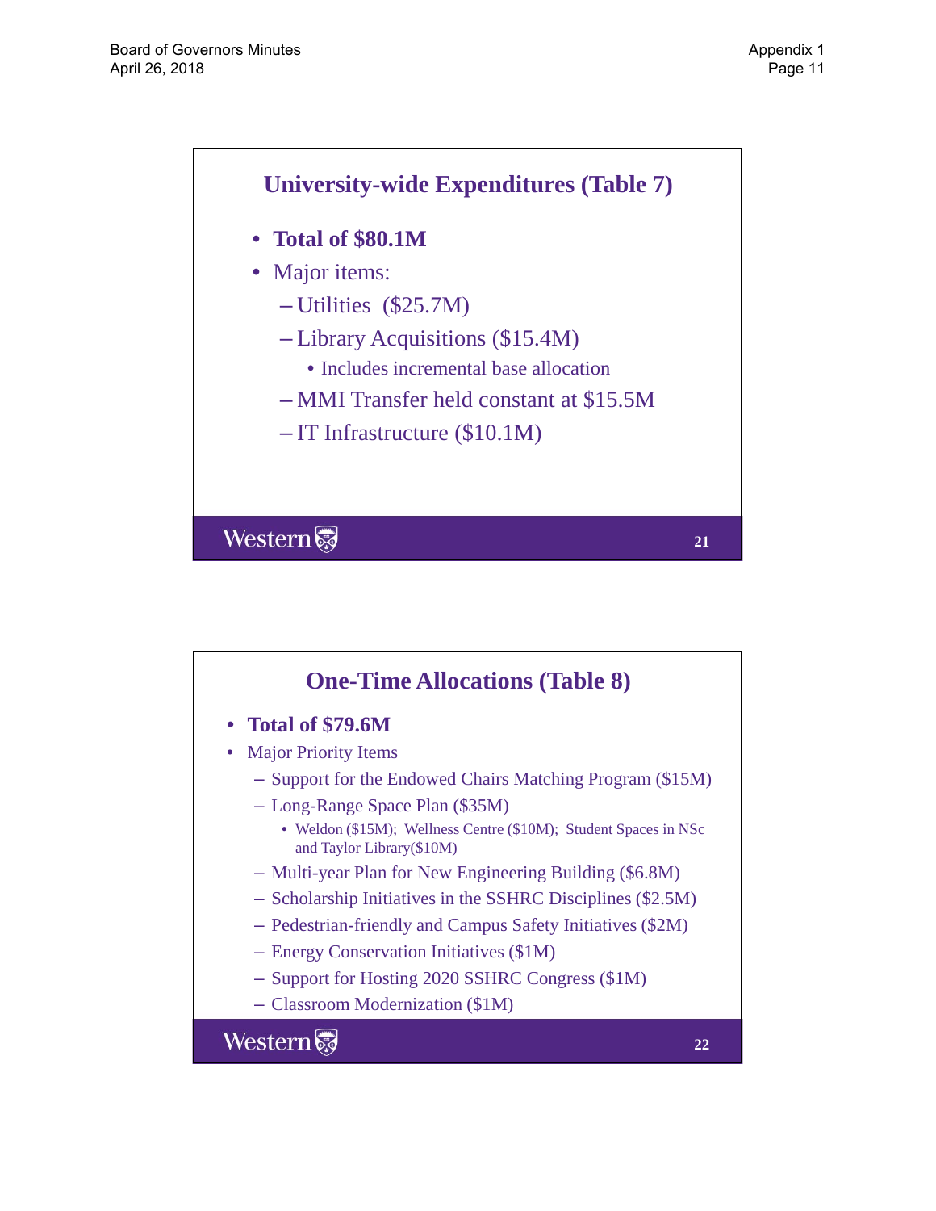## University-wide Expenditures (Table 7)

- **Total of $80.1M**
- Major items:
  - Utilities ($25.7M)
  - Library Acquisitions ($15.4M)
    - Includes incremental base allocation
  - MMI Transfer held constant at $15.5M
  - IT Infrastructure ($10.1M)

## One-Time Allocations (Table 8)

- **Total of $79.6M**
- Major Priority Items
  - Support for the Endowed Chairs Matching Program ($15M)
  - Long-Range Space Plan ($35M)
    - Weldon ($15M); Wellness Centre ($10M); Student Spaces in NSc and Taylor Library($10M)
  - Multi-year Plan for New Engineering Building ($6.8M)
  - Scholarship Initiatives in the SSHRC Disciplines ($2.5M)
  - Pedestrian-friendly and Campus Safety Initiatives ($2M)
  - Energy Conservation Initiatives ($1M)
  - Support for Hosting 2020 SSHRC Congress ($1M)
  - Classroom Modernization ($1M)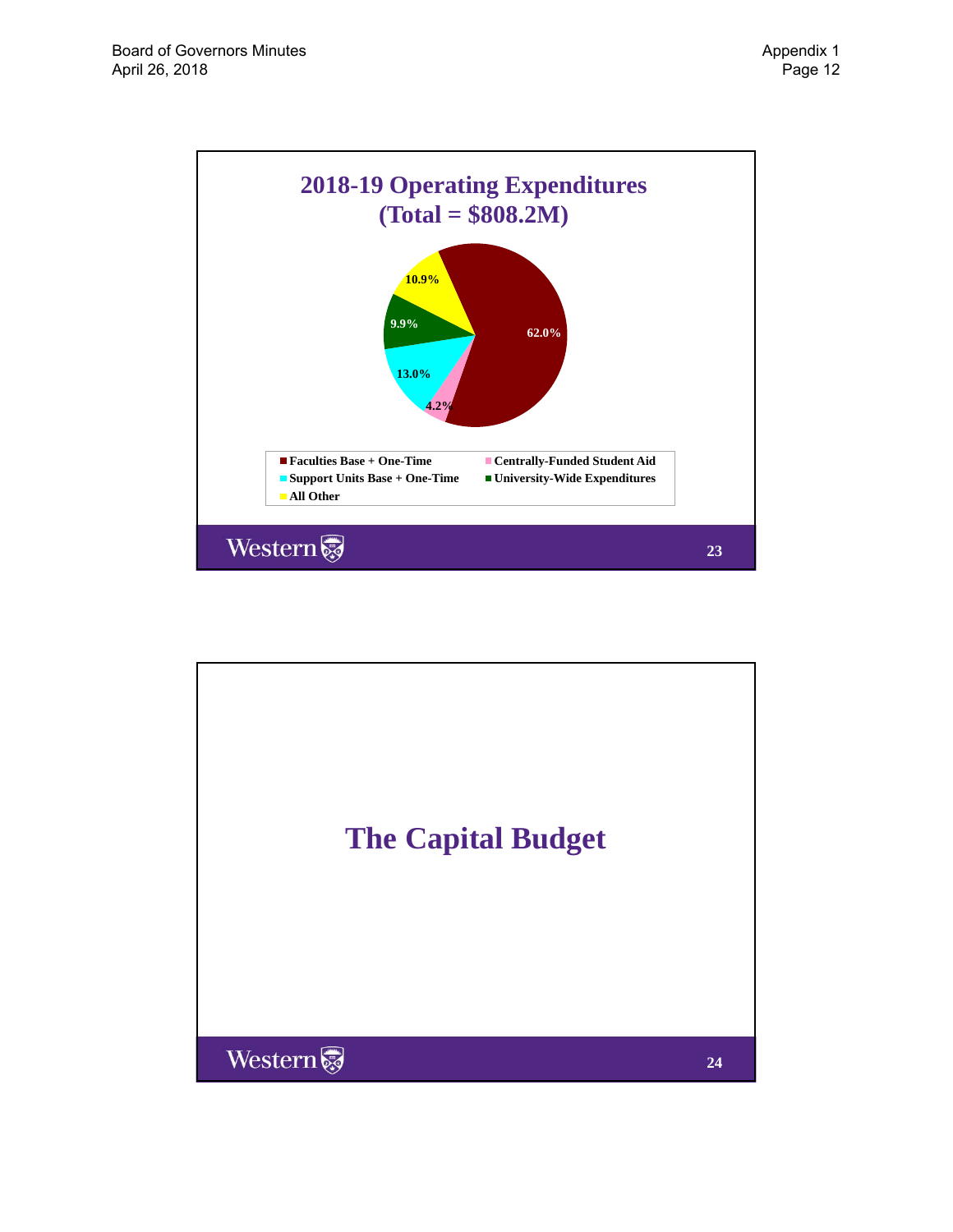## 2018-19 Operating Expenditures (Total = $808.2M)

| Category | Percentage |
|---|---|
| Faculties Base + One-Time | 62.0% |
| Centrally-Funded Student Aid | 4.2% |
| Support Units Base + One-Time | 13.0% |
| University-Wide Expenditures | 9.9% |
| All Other | 10.9% |

Western

## The Capital Budget

Western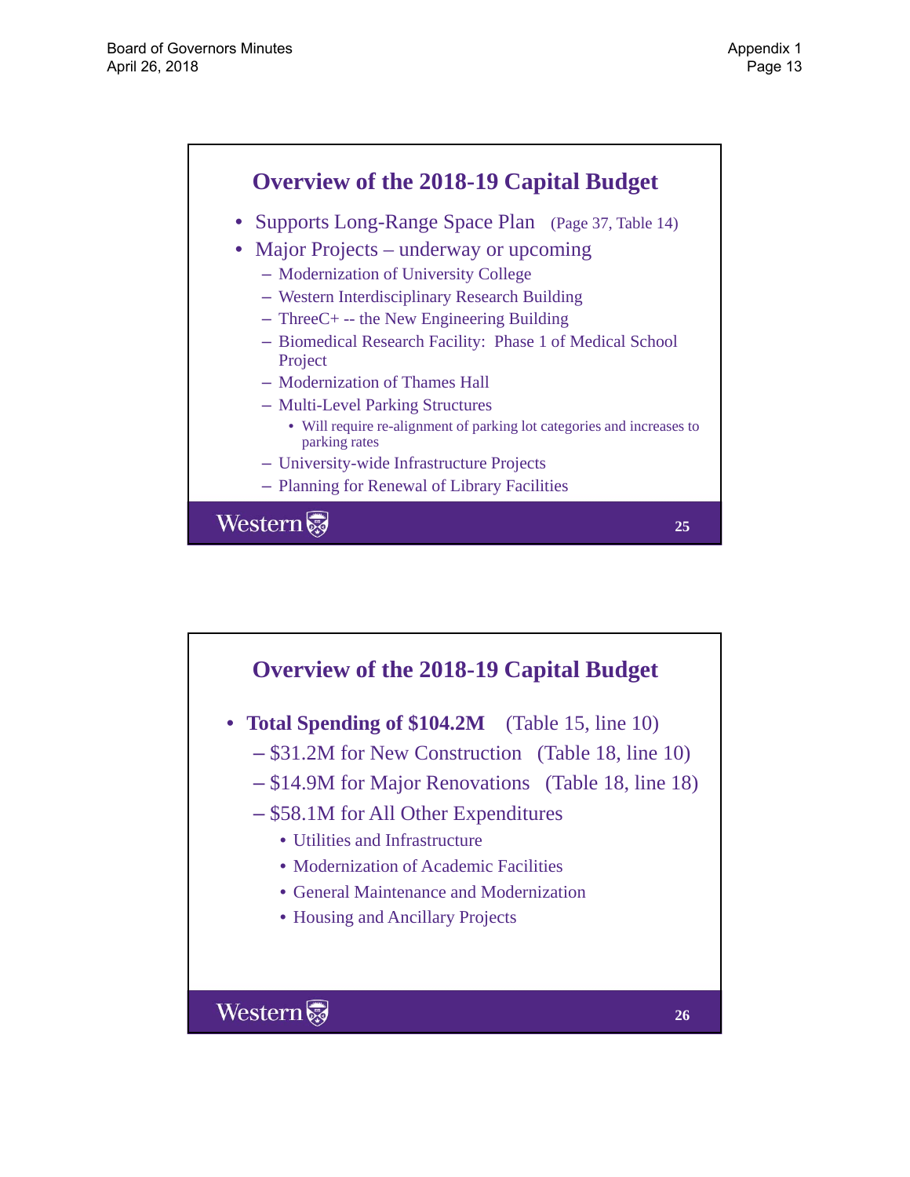## Overview of the 2018-19 Capital Budget

- Supports Long-Range Space Plan (Page 37, Table 14)
- Major Projects – underway or upcoming
  - Modernization of University College
  - Western Interdisciplinary Research Building
  - ThreeC+ -- the New Engineering Building
  - Biomedical Research Facility: Phase 1 of Medical School Project
  - Modernization of Thames Hall
  - Multi-Level Parking Structures
    - Will require re-alignment of parking lot categories and increases to parking rates
  - University-wide Infrastructure Projects
  - Planning for Renewal of Library Facilities

Western

## Overview of the 2018-19 Capital Budget

- **Total Spending of $104.2M** (Table 15, line 10)
  - $31.2M for New Construction (Table 18, line 10)
  - $14.9M for Major Renovations (Table 18, line 18)
  - $58.1M for All Other Expenditures
    - Utilities and Infrastructure
    - Modernization of Academic Facilities
    - General Maintenance and Modernization
    - Housing and Ancillary Projects

Western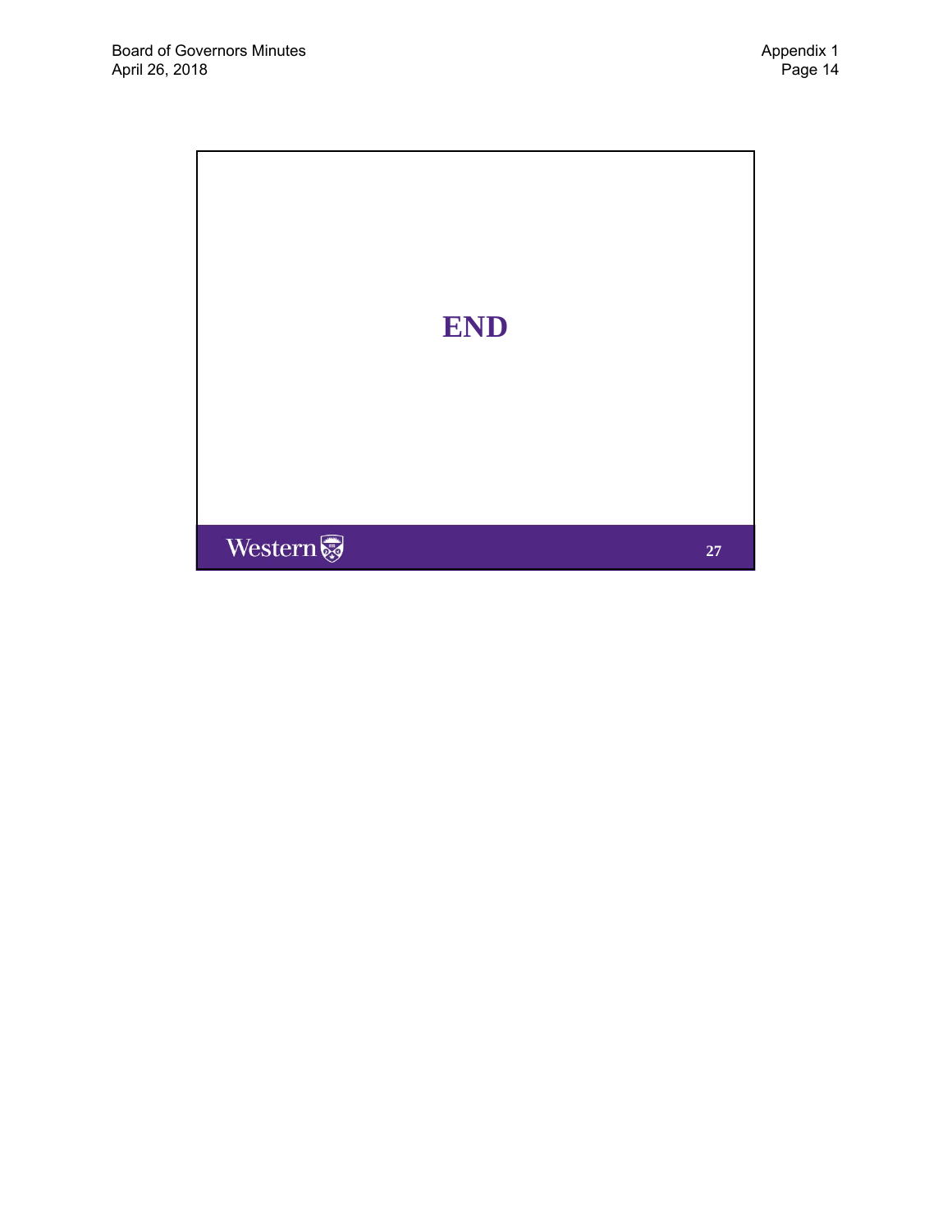**END**

Western